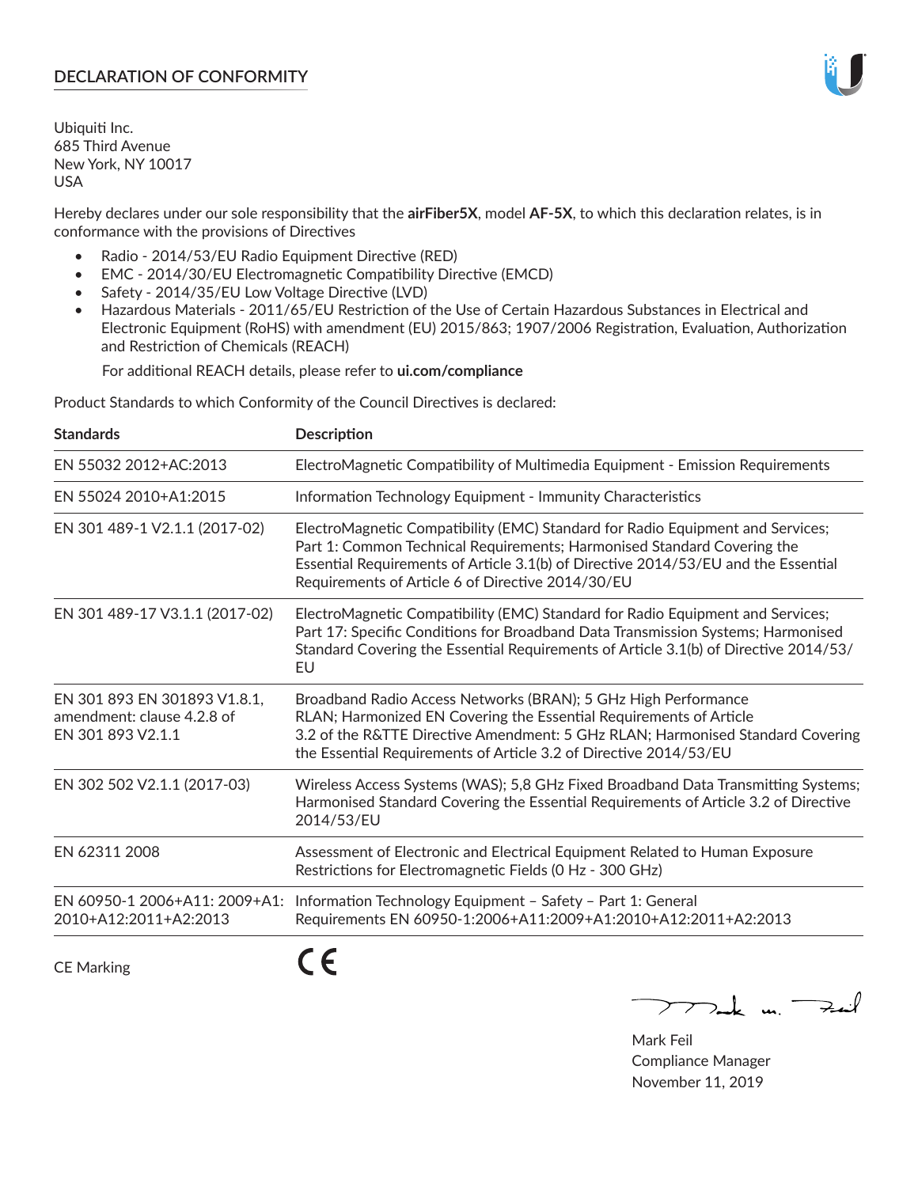# DECLARATION OF CONFORMITY

Ubiquiti Inc.
685 Third Avenue
New York, NY 10017
USA

Hereby declares under our sole responsibility that the **airFiber5X**, model **AF-5X**, to which this declaration relates, is in conformance with the provisions of Directives

- Radio - 2014/53/EU Radio Equipment Directive (RED)
- EMC - 2014/30/EU Electromagnetic Compatibility Directive (EMCD)
- Safety - 2014/35/EU Low Voltage Directive (LVD)
- Hazardous Materials - 2011/65/EU Restriction of the Use of Certain Hazardous Substances in Electrical and Electronic Equipment (RoHS) with amendment (EU) 2015/863; 1907/2006 Registration, Evaluation, Authorization and Restriction of Chemicals (REACH)

  For additional REACH details, please refer to **ui.com/compliance**

Product Standards to which Conformity of the Council Directives is declared:

| Standards | Description |
|---|---|
| EN 55032 2012+AC:2013 | ElectroMagnetic Compatibility of Multimedia Equipment - Emission Requirements |
| EN 55024 2010+A1:2015 | Information Technology Equipment - Immunity Characteristics |
| EN 301 489-1 V2.1.1 (2017-02) | ElectroMagnetic Compatibility (EMC) Standard for Radio Equipment and Services; Part 1: Common Technical Requirements; Harmonised Standard Covering the Essential Requirements of Article 3.1(b) of Directive 2014/53/EU and the Essential Requirements of Article 6 of Directive 2014/30/EU |
| EN 301 489-17 V3.1.1 (2017-02) | ElectroMagnetic Compatibility (EMC) Standard for Radio Equipment and Services; Part 17: Specific Conditions for Broadband Data Transmission Systems; Harmonised Standard Covering the Essential Requirements of Article 3.1(b) of Directive 2014/53/EU |
| EN 301 893 EN 301893 V1.8.1, amendment: clause 4.2.8 of EN 301 893 V2.1.1 | Broadband Radio Access Networks (BRAN); 5 GHz High Performance RLAN; Harmonized EN Covering the Essential Requirements of Article 3.2 of the R&TTE Directive Amendment: 5 GHz RLAN; Harmonised Standard Covering the Essential Requirements of Article 3.2 of Directive 2014/53/EU |
| EN 302 502 V2.1.1 (2017-03) | Wireless Access Systems (WAS); 5,8 GHz Fixed Broadband Data Transmitting Systems; Harmonised Standard Covering the Essential Requirements of Article 3.2 of Directive 2014/53/EU |
| EN 62311 2008 | Assessment of Electronic and Electrical Equipment Related to Human Exposure Restrictions for Electromagnetic Fields (0 Hz - 300 GHz) |
| EN 60950-1 2006+A11: 2009+A1: 2010+A12:2011+A2:2013 | Information Technology Equipment – Safety – Part 1: General Requirements EN 60950-1:2006+A11:2009+A1:2010+A12:2011+A2:2013 |

CE Marking CE

Mark Feil
Compliance Manager
November 11, 2019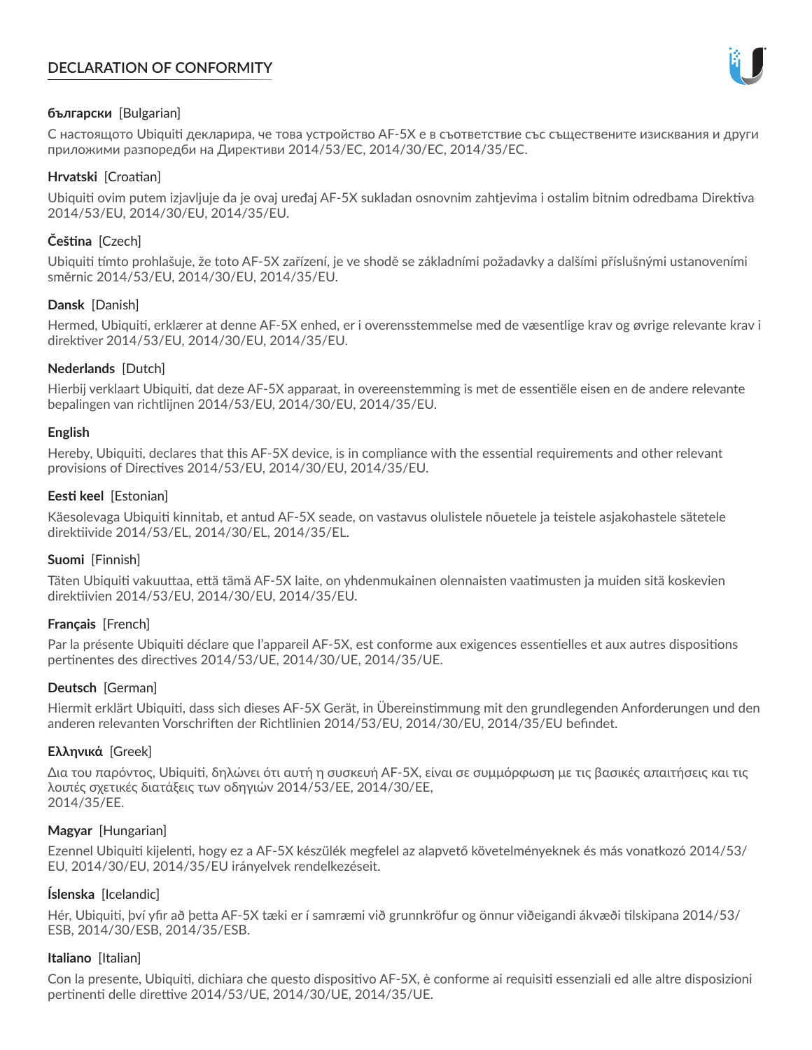# DECLARATION OF CONFORMITY

**български** [Bulgarian]

С настоящото Ubiquiti декларира, че това устройство AF-5X е в съответствие със съществените изисквания и други приложими разпоредби на Директиви 2014/53/ЕС, 2014/30/ЕС, 2014/35/ЕС.

**Hrvatski** [Croatian]

Ubiquiti ovim putem izjavljuje da je ovaj uređaj AF-5X sukladan osnovnim zahtjevima i ostalim bitnim odredbama Direktiva 2014/53/EU, 2014/30/EU, 2014/35/EU.

**Čeština** [Czech]

Ubiquiti tímto prohlašuje, že toto AF-5X zařízení, je ve shodě se základními požadavky a dalšími příslušnými ustanoveními směrnic 2014/53/EU, 2014/30/EU, 2014/35/EU.

**Dansk** [Danish]

Hermed, Ubiquiti, erklærer at denne AF-5X enhed, er i overensstemmelse med de væsentlige krav og øvrige relevante krav i direktiver 2014/53/EU, 2014/30/EU, 2014/35/EU.

**Nederlands** [Dutch]

Hierbij verklaart Ubiquiti, dat deze AF-5X apparaat, in overeenstemming is met de essentiële eisen en de andere relevante bepalingen van richtlijnen 2014/53/EU, 2014/30/EU, 2014/35/EU.

**English**

Hereby, Ubiquiti, declares that this AF-5X device, is in compliance with the essential requirements and other relevant provisions of Directives 2014/53/EU, 2014/30/EU, 2014/35/EU.

**Eesti keel** [Estonian]

Käesolevaga Ubiquiti kinnitab, et antud AF-5X seade, on vastavus olulistele nõuetele ja teistele asjakohastele sätetele direktiivide 2014/53/EL, 2014/30/EL, 2014/35/EL.

**Suomi** [Finnish]

Täten Ubiquiti vakuuttaa, että tämä AF-5X laite, on yhdenmukainen olennaisten vaatimusten ja muiden sitä koskevien direktiivien 2014/53/EU, 2014/30/EU, 2014/35/EU.

**Français** [French]

Par la présente Ubiquiti déclare que l'appareil AF-5X, est conforme aux exigences essentielles et aux autres dispositions pertinentes des directives 2014/53/UE, 2014/30/UE, 2014/35/UE.

**Deutsch** [German]

Hiermit erklärt Ubiquiti, dass sich dieses AF-5X Gerät, in Übereinstimmung mit den grundlegenden Anforderungen und den anderen relevanten Vorschriften der Richtlinien 2014/53/EU, 2014/30/EU, 2014/35/EU befindet.

**Ελληνικά** [Greek]

Δια του παρόντος, Ubiquiti, δηλώνει ότι αυτή η συσκευή AF-5X, είναι σε συμμόρφωση με τις βασικές απαιτήσεις και τις λοιπές σχετικές διατάξεις των οδηγιών 2014/53/EE, 2014/30/EE, 2014/35/EE.

**Magyar** [Hungarian]

Ezennel Ubiquiti kijelenti, hogy ez a AF-5X készülék megfelel az alapvető követelményeknek és más vonatkozó 2014/53/EU, 2014/30/EU, 2014/35/EU irányelvek rendelkezéseit.

**Íslenska** [Icelandic]

Hér, Ubiquiti, því yfir að þetta AF-5X tæki er í samræmi við grunnkröfur og önnur viðeigandi ákvæði tilskipana 2014/53/ESB, 2014/30/ESB, 2014/35/ESB.

**Italiano** [Italian]

Con la presente, Ubiquiti, dichiara che questo dispositivo AF-5X, è conforme ai requisiti essenziali ed alle altre disposizioni pertinenti delle direttive 2014/53/UE, 2014/30/UE, 2014/35/UE.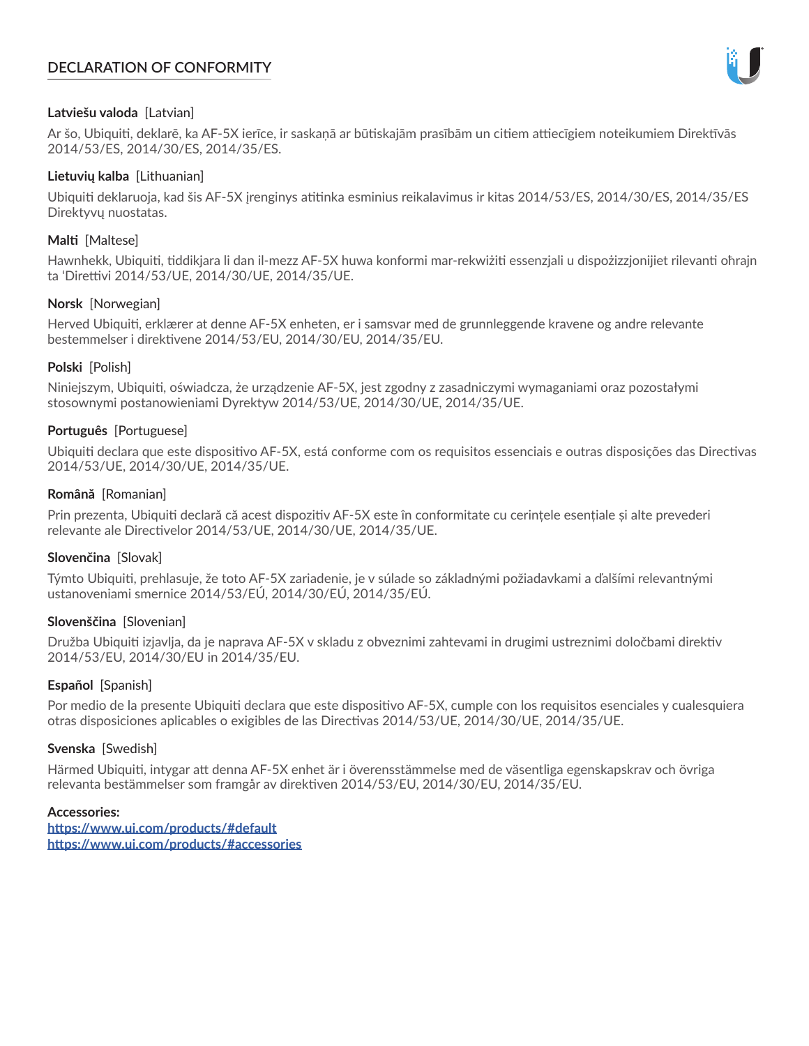# DECLARATION OF CONFORMITY

**Latviešu valoda** [Latvian]

Ar šo, Ubiquiti, deklarē, ka AF-5X ierīce, ir saskaņā ar būtiskajām prasībām un citiem attiecīgiem noteikumiem Direktīvās 2014/53/ES, 2014/30/ES, 2014/35/ES.

**Lietuvių kalba** [Lithuanian]

Ubiquiti deklaruoja, kad šis AF-5X įrenginys atitinka esminius reikalavimus ir kitas 2014/53/ES, 2014/30/ES, 2014/35/ES Direktyvų nuostatas.

**Malti** [Maltese]

Hawnhekk, Ubiquiti, tiddikjara li dan il-mezz AF-5X huwa konformi mar-rekwiżiti essenzjali u dispożizzjonijiet rilevanti oħrajn ta 'Direttivi 2014/53/UE, 2014/30/UE, 2014/35/UE.

**Norsk** [Norwegian]

Herved Ubiquiti, erklærer at denne AF-5X enheten, er i samsvar med de grunnleggende kravene og andre relevante bestemmelser i direktivene 2014/53/EU, 2014/30/EU, 2014/35/EU.

**Polski** [Polish]

Niniejszym, Ubiquiti, oświadcza, że urządzenie AF-5X, jest zgodny z zasadniczymi wymaganiami oraz pozostałymi stosownymi postanowieniami Dyrektyw 2014/53/UE, 2014/30/UE, 2014/35/UE.

**Português** [Portuguese]

Ubiquiti declara que este dispositivo AF-5X, está conforme com os requisitos essenciais e outras disposições das Directivas 2014/53/UE, 2014/30/UE, 2014/35/UE.

**Română** [Romanian]

Prin prezenta, Ubiquiti declară că acest dispozitiv AF-5X este în conformitate cu cerințele esențiale și alte prevederi relevante ale Directivelor 2014/53/UE, 2014/30/UE, 2014/35/UE.

**Slovenčina** [Slovak]

Týmto Ubiquiti, prehlasuje, že toto AF-5X zariadenie, je v súlade so základnými požiadavkami a ďalšími relevantnými ustanoveniami smernice 2014/53/EÚ, 2014/30/EÚ, 2014/35/EÚ.

**Slovenščina** [Slovenian]

Družba Ubiquiti izjavlja, da je naprava AF-5X v skladu z obveznimi zahtevami in drugimi ustreznimi določbami direktiv 2014/53/EU, 2014/30/EU in 2014/35/EU.

**Español** [Spanish]

Por medio de la presente Ubiquiti declara que este dispositivo AF-5X, cumple con los requisitos esenciales y cualesquiera otras disposiciones aplicables o exigibles de las Directivas 2014/53/UE, 2014/30/UE, 2014/35/UE.

**Svenska** [Swedish]

Härmed Ubiquiti, intygar att denna AF-5X enhet är i överensstämmelse med de väsentliga egenskapskrav och övriga relevanta bestämmelser som framgår av direktiven 2014/53/EU, 2014/30/EU, 2014/35/EU.

**Accessories:**
https://www.ui.com/products/#default
https://www.ui.com/products/#accessories